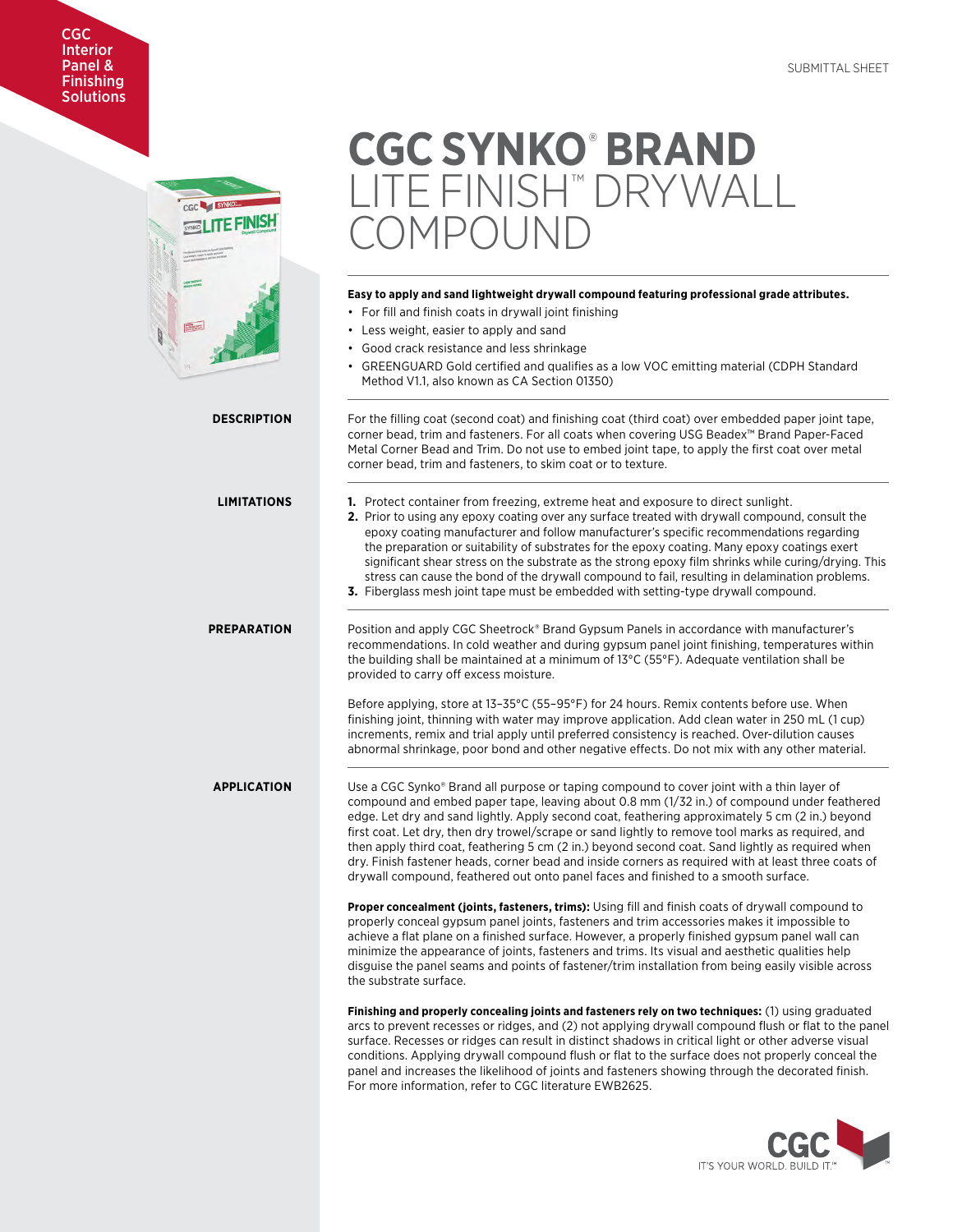CGC Interior Panel & Finishing Solutions

SUBMITTAL SHEET

# CGC SYNKO® BRAND LITE FINISH™ DRYWALL COMPOUND

**Easy to apply and sand lightweight drywall compound featuring professional grade attributes.**

- For fill and finish coats in drywall joint finishing
- Less weight, easier to apply and sand
- Good crack resistance and less shrinkage
- GREENGUARD Gold certified and qualifies as a low VOC emitting material (CDPH Standard Method V1.1, also known as CA Section 01350)

## DESCRIPTION

For the filling coat (second coat) and finishing coat (third coat) over embedded paper joint tape, corner bead, trim and fasteners. For all coats when covering USG Beadex™ Brand Paper-Faced Metal Corner Bead and Trim. Do not use to embed joint tape, to apply the first coat over metal corner bead, trim and fasteners, to skim coat or to texture.

## LIMITATIONS

1. Protect container from freezing, extreme heat and exposure to direct sunlight.
2. Prior to using any epoxy coating over any surface treated with drywall compound, consult the epoxy coating manufacturer and follow manufacturer's specific recommendations regarding the preparation or suitability of substrates for the epoxy coating. Many epoxy coatings exert significant shear stress on the substrate as the strong epoxy film shrinks while curing/drying. This stress can cause the bond of the drywall compound to fail, resulting in delamination problems.
3. Fiberglass mesh joint tape must be embedded with setting-type drywall compound.

## PREPARATION

Position and apply CGC Sheetrock® Brand Gypsum Panels in accordance with manufacturer's recommendations. In cold weather and during gypsum panel joint finishing, temperatures within the building shall be maintained at a minimum of 13°C (55°F). Adequate ventilation shall be provided to carry off excess moisture.

Before applying, store at 13–35°C (55–95°F) for 24 hours. Remix contents before use. When finishing joint, thinning with water may improve application. Add clean water in 250 mL (1 cup) increments, remix and trial apply until preferred consistency is reached. Over-dilution causes abnormal shrinkage, poor bond and other negative effects. Do not mix with any other material.

## APPLICATION

Use a CGC Synko® Brand all purpose or taping compound to cover joint with a thin layer of compound and embed paper tape, leaving about 0.8 mm (1/32 in.) of compound under feathered edge. Let dry and sand lightly. Apply second coat, feathering approximately 5 cm (2 in.) beyond first coat. Let dry, then dry trowel/scrape or sand lightly to remove tool marks as required, and then apply third coat, feathering 5 cm (2 in.) beyond second coat. Sand lightly as required when dry. Finish fastener heads, corner bead and inside corners as required with at least three coats of drywall compound, feathered out onto panel faces and finished to a smooth surface.

**Proper concealment (joints, fasteners, trims):** Using fill and finish coats of drywall compound to properly conceal gypsum panel joints, fasteners and trim accessories makes it impossible to achieve a flat plane on a finished surface. However, a properly finished gypsum panel wall can minimize the appearance of joints, fasteners and trims. Its visual and aesthetic qualities help disguise the panel seams and points of fastener/trim installation from being easily visible across the substrate surface.

**Finishing and properly concealing joints and fasteners rely on two techniques:** (1) using graduated arcs to prevent recesses or ridges, and (2) not applying drywall compound flush or flat to the panel surface. Recesses or ridges can result in distinct shadows in critical light or other adverse visual conditions. Applying drywall compound flush or flat to the surface does not properly conceal the panel and increases the likelihood of joints and fasteners showing through the decorated finish. For more information, refer to CGC literature EWB2625.

CGC IT'S YOUR WORLD. BUILD IT.™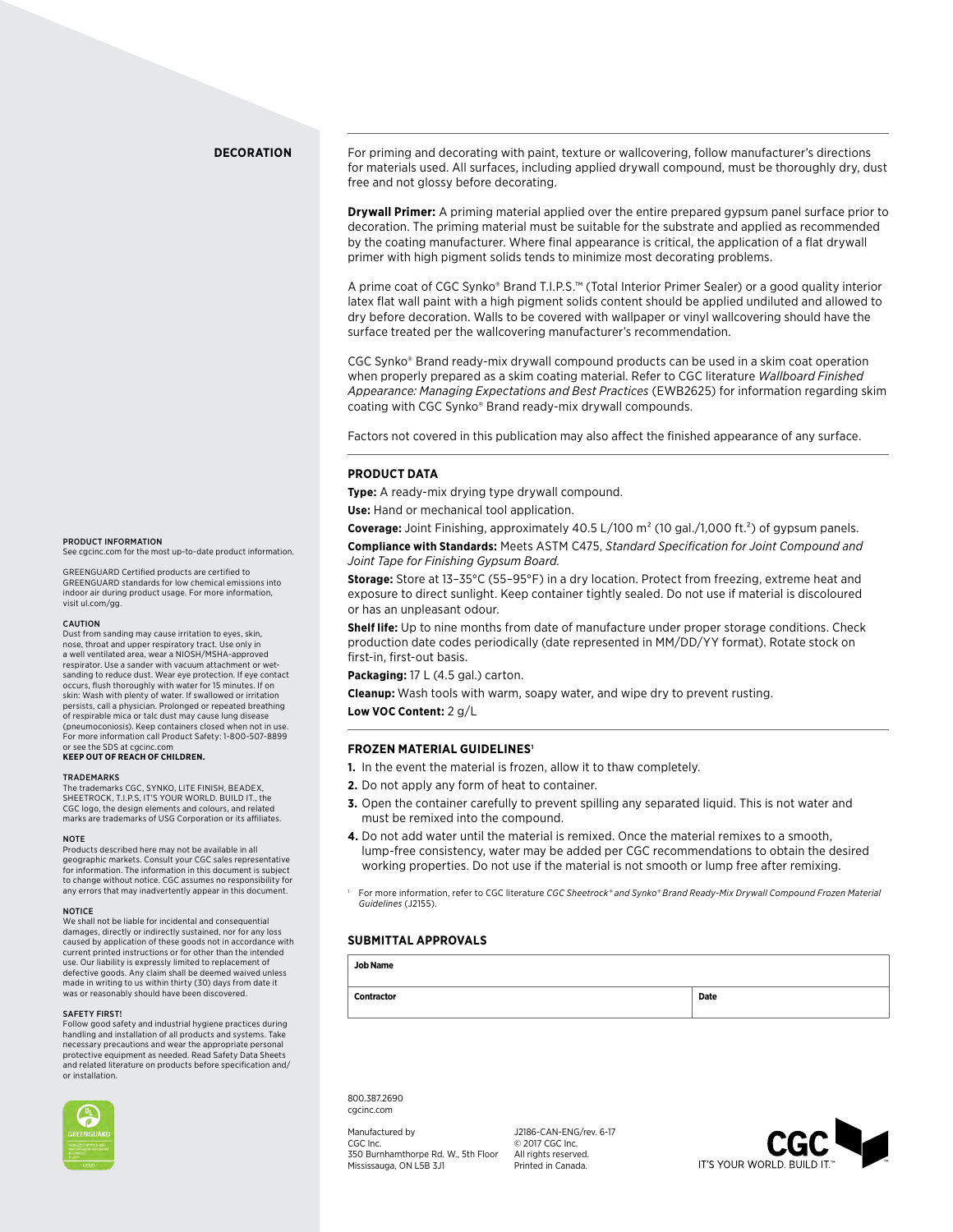## DECORATION

For priming and decorating with paint, texture or wallcovering, follow manufacturer's directions for materials used. All surfaces, including applied drywall compound, must be thoroughly dry, dust free and not glossy before decorating.

**Drywall Primer:** A priming material applied over the entire prepared gypsum panel surface prior to decoration. The priming material must be suitable for the substrate and applied as recommended by the coating manufacturer. Where final appearance is critical, the application of a flat drywall primer with high pigment solids tends to minimize most decorating problems.

A prime coat of CGC Synko® Brand T.I.P.S.™ (Total Interior Primer Sealer) or a good quality interior latex flat wall paint with a high pigment solids content should be applied undiluted and allowed to dry before decoration. Walls to be covered with wallpaper or vinyl wallcovering should have the surface treated per the wallcovering manufacturer's recommendation.

CGC Synko® Brand ready-mix drywall compound products can be used in a skim coat operation when properly prepared as a skim coating material. Refer to CGC literature *Wallboard Finished Appearance: Managing Expectations and Best Practices* (EWB2625) for information regarding skim coating with CGC Synko® Brand ready-mix drywall compounds.

Factors not covered in this publication may also affect the finished appearance of any surface.

## PRODUCT DATA

**Type:** A ready-mix drying type drywall compound.

**Use:** Hand or mechanical tool application.

**Coverage:** Joint Finishing, approximately 40.5 L/100 m$^2$ (10 gal./1,000 ft.$^2$) of gypsum panels.

**Compliance with Standards:** Meets ASTM C475, *Standard Specification for Joint Compound and Joint Tape for Finishing Gypsum Board.*

**Storage:** Store at 13–35°C (55–95°F) in a dry location. Protect from freezing, extreme heat and exposure to direct sunlight. Keep container tightly sealed. Do not use if material is discoloured or has an unpleasant odour.

**Shelf life:** Up to nine months from date of manufacture under proper storage conditions. Check production date codes periodically (date represented in MM/DD/YY format). Rotate stock on first-in, first-out basis.

**Packaging:** 17 L (4.5 gal.) carton.

**Cleanup:** Wash tools with warm, soapy water, and wipe dry to prevent rusting.

**Low VOC Content:** 2 g/L

## FROZEN MATERIAL GUIDELINES[1]

1. In the event the material is frozen, allow it to thaw completely.
2. Do not apply any form of heat to container.
3. Open the container carefully to prevent spilling any separated liquid. This is not water and must be remixed into the compound.
4. Do not add water until the material is remixed. Once the material remixes to a smooth, lump-free consistency, water may be added per CGC recommendations to obtain the desired working properties. Do not use if the material is not smooth or lump free after remixing.

[1] For more information, refer to CGC literature *CGC Sheetrock® and Synko® Brand Ready-Mix Drywall Compound Frozen Material Guidelines* (J2155).

## SUBMITTAL APPROVALS

| Job Name | |
|---|---|
| Contractor | Date |

**PRODUCT INFORMATION**
See cgcinc.com for the most up-to-date product information.

GREENGUARD Certified products are certified to GREENGUARD standards for low chemical emissions into indoor air during product usage. For more information, visit ul.com/gg.

**CAUTION**
Dust from sanding may cause irritation to eyes, skin, nose, throat and upper respiratory tract. Use only in a well ventilated area, wear a NIOSH/MSHA-approved respirator. Use a sander with vacuum attachment or wet-sanding to reduce dust. Wear eye protection. If eye contact occurs, flush thoroughly with water for 15 minutes. If on skin: Wash with plenty of water. If swallowed or irritation persists, call a physician. Prolonged or repeated breathing of respirable mica or talc dust may cause lung disease (pneumoconiosis). Keep containers closed when not in use. For more information call Product Safety: 1-800-507-8899 or see the SDS at cgcinc.com
**KEEP OUT OF REACH OF CHILDREN.**

**TRADEMARKS**
The trademarks CGC, SYNKO, LITE FINISH, BEADEX, SHEETROCK, T.I.P.S, IT'S YOUR WORLD. BUILD IT., the CGC logo, the design elements and colours, and related marks are trademarks of USG Corporation or its affiliates.

**NOTE**
Products described here may not be available in all geographic markets. Consult your CGC sales representative for information. The information in this document is subject to change without notice. CGC assumes no responsibility for any errors that may inadvertently appear in this document.

**NOTICE**
We shall not be liable for incidental and consequential damages, directly or indirectly sustained, nor for any loss caused by application of these goods not in accordance with current printed instructions or for other than the intended use. Our liability is expressly limited to replacement of defective goods. Any claim shall be deemed waived unless made in writing to us within thirty (30) days from date it was or reasonably should have been discovered.

**SAFETY FIRST!**
Follow good safety and industrial hygiene practices during handling and installation of all products and systems. Take necessary precautions and wear the appropriate personal protective equipment as needed. Read Safety Data Sheets and related literature on products before specification and/or installation.

800.387.2690
cgcinc.com

Manufactured by
CGC Inc.
350 Burnhamthorpe Rd. W., 5th Floor
Mississauga, ON L5B 3J1

J2186-CAN-ENG/rev. 6-17
© 2017 CGC Inc.
All rights reserved.
Printed in Canada.

IT'S YOUR WORLD. BUILD IT.™